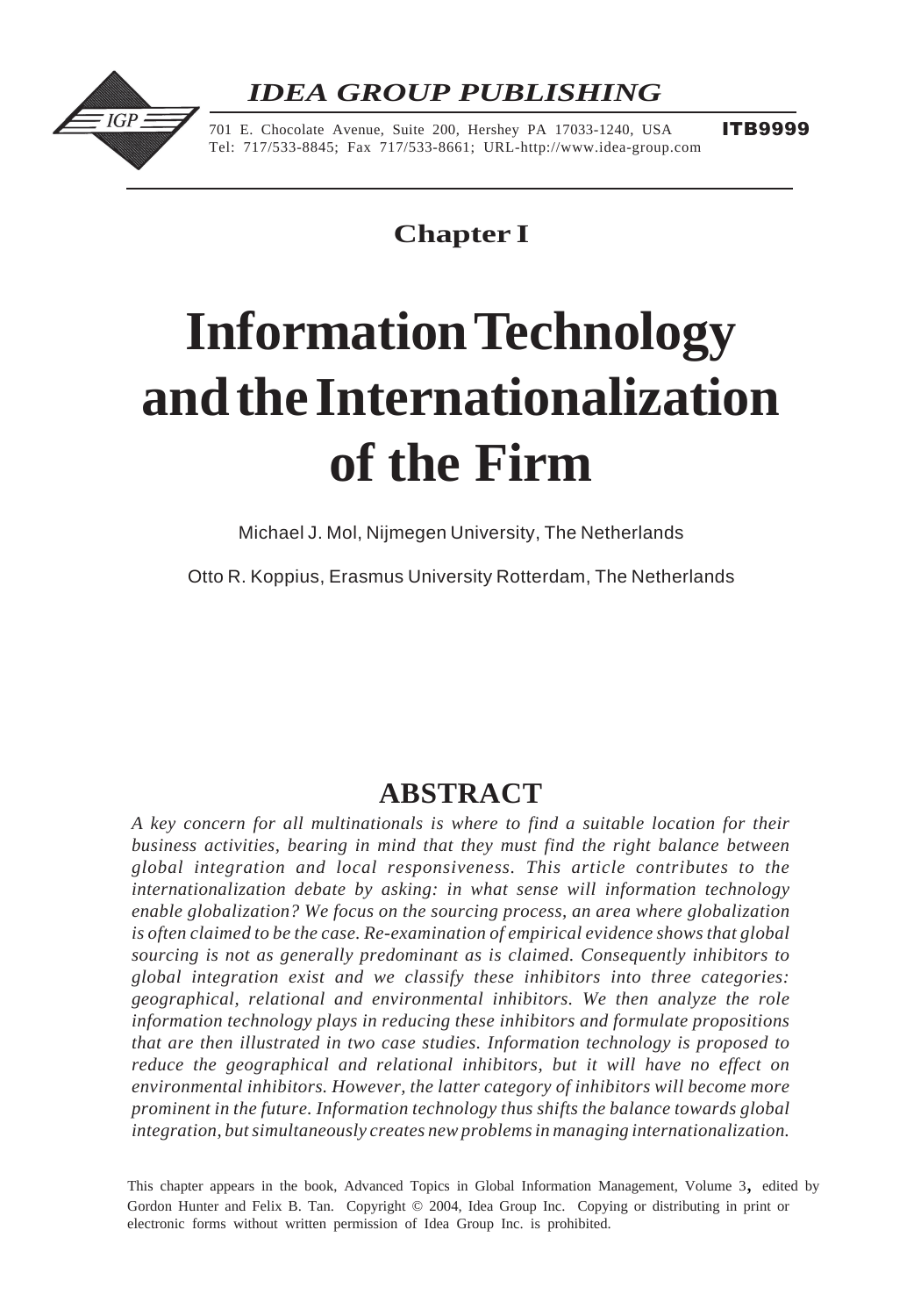*IDEA GROUP PUBLISHING*

701 E. Chocolate Avenue, Suite 200, Hershey PA 17033-1240, USA
Tel: 717/533-8845; Fax 717/533-8661; URL-http://www.idea-group.com

**ITB9999**

**Chapter I**

# Information Technology and the Internationalization of the Firm

Michael J. Mol, Nijmegen University, The Netherlands

Otto R. Koppius, Erasmus University Rotterdam, The Netherlands

## ABSTRACT

*A key concern for all multinationals is where to find a suitable location for their business activities, bearing in mind that they must find the right balance between global integration and local responsiveness. This article contributes to the internationalization debate by asking: in what sense will information technology enable globalization? We focus on the sourcing process, an area where globalization is often claimed to be the case. Re-examination of empirical evidence shows that global sourcing is not as generally predominant as is claimed. Consequently inhibitors to global integration exist and we classify these inhibitors into three categories: geographical, relational and environmental inhibitors. We then analyze the role information technology plays in reducing these inhibitors and formulate propositions that are then illustrated in two case studies. Information technology is proposed to reduce the geographical and relational inhibitors, but it will have no effect on environmental inhibitors. However, the latter category of inhibitors will become more prominent in the future. Information technology thus shifts the balance towards global integration, but simultaneously creates new problems in managing internationalization.*

This chapter appears in the book, Advanced Topics in Global Information Management, Volume 3, edited by Gordon Hunter and Felix B. Tan. Copyright © 2004, Idea Group Inc. Copying or distributing in print or electronic forms without written permission of Idea Group Inc. is prohibited.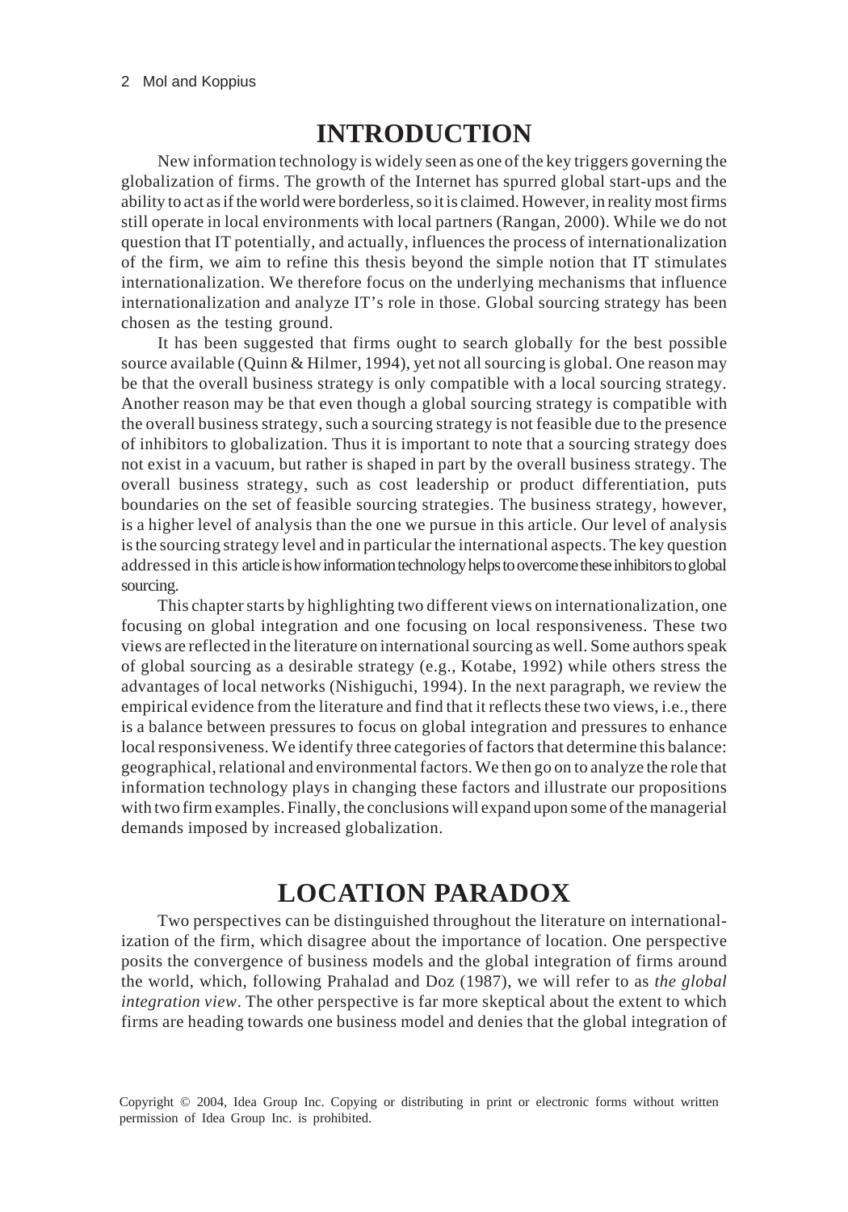## INTRODUCTION

New information technology is widely seen as one of the key triggers governing the globalization of firms. The growth of the Internet has spurred global start-ups and the ability to act as if the world were borderless, so it is claimed. However, in reality most firms still operate in local environments with local partners (Rangan, 2000). While we do not question that IT potentially, and actually, influences the process of internationalization of the firm, we aim to refine this thesis beyond the simple notion that IT stimulates internationalization. We therefore focus on the underlying mechanisms that influence internationalization and analyze IT's role in those. Global sourcing strategy has been chosen as the testing ground.

It has been suggested that firms ought to search globally for the best possible source available (Quinn & Hilmer, 1994), yet not all sourcing is global. One reason may be that the overall business strategy is only compatible with a local sourcing strategy. Another reason may be that even though a global sourcing strategy is compatible with the overall business strategy, such a sourcing strategy is not feasible due to the presence of inhibitors to globalization. Thus it is important to note that a sourcing strategy does not exist in a vacuum, but rather is shaped in part by the overall business strategy. The overall business strategy, such as cost leadership or product differentiation, puts boundaries on the set of feasible sourcing strategies. The business strategy, however, is a higher level of analysis than the one we pursue in this article. Our level of analysis is the sourcing strategy level and in particular the international aspects. The key question addressed in this article is how information technology helps to overcome these inhibitors to global sourcing.

This chapter starts by highlighting two different views on internationalization, one focusing on global integration and one focusing on local responsiveness. These two views are reflected in the literature on international sourcing as well. Some authors speak of global sourcing as a desirable strategy (e.g., Kotabe, 1992) while others stress the advantages of local networks (Nishiguchi, 1994). In the next paragraph, we review the empirical evidence from the literature and find that it reflects these two views, i.e., there is a balance between pressures to focus on global integration and pressures to enhance local responsiveness. We identify three categories of factors that determine this balance: geographical, relational and environmental factors. We then go on to analyze the role that information technology plays in changing these factors and illustrate our propositions with two firm examples. Finally, the conclusions will expand upon some of the managerial demands imposed by increased globalization.

## LOCATION PARADOX

Two perspectives can be distinguished throughout the literature on internationalization of the firm, which disagree about the importance of location. One perspective posits the convergence of business models and the global integration of firms around the world, which, following Prahalad and Doz (1987), we will refer to as *the global integration view*. The other perspective is far more skeptical about the extent to which firms are heading towards one business model and denies that the global integration of

Copyright © 2004, Idea Group Inc. Copying or distributing in print or electronic forms without written permission of Idea Group Inc. is prohibited.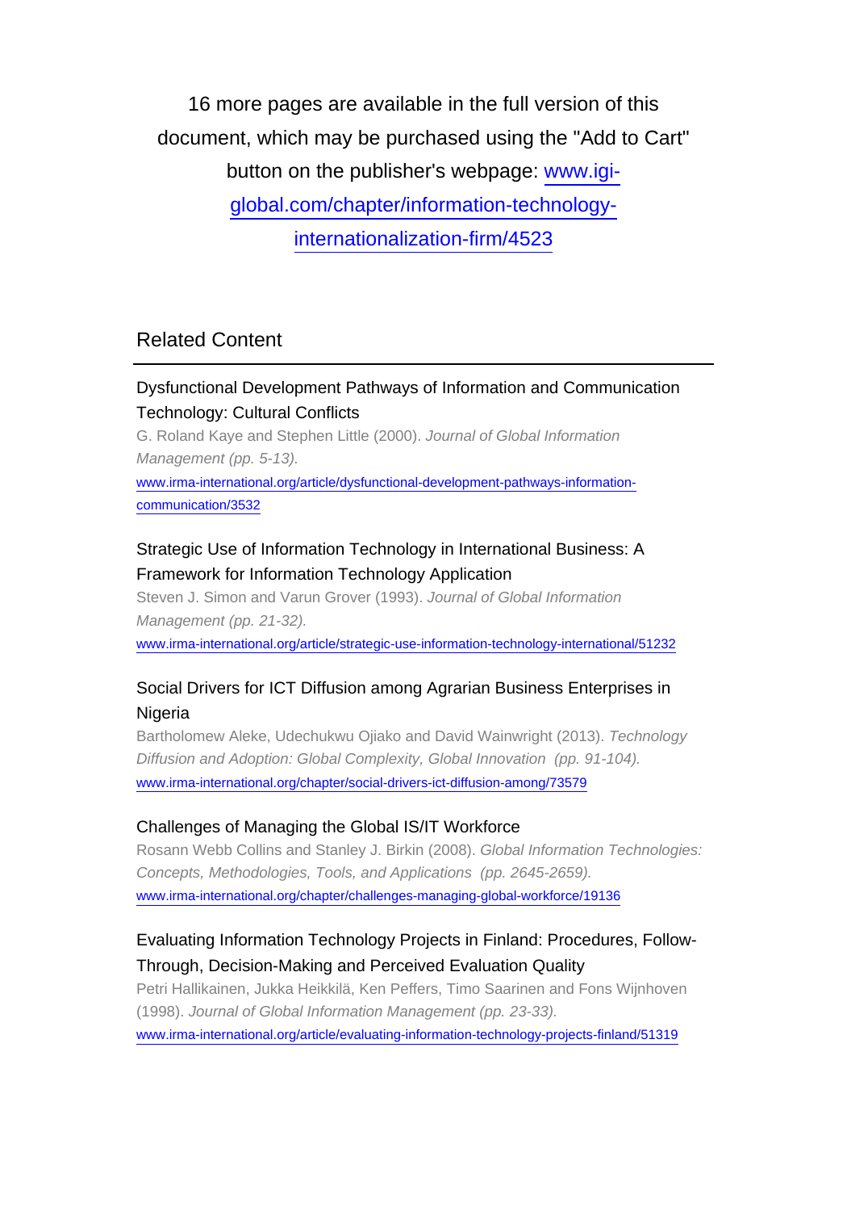16 more pages are available in the full version of this document, which may be purchased using the "Add to Cart" button on the publisher's webpage: [www.igi-global.com/chapter/information-technology-internationalization-firm/4523](www.igi-global.com/chapter/information-technology-internationalization-firm/4523)

## Related Content

### Dysfunctional Development Pathways of Information and Communication Technology: Cultural Conflicts

G. Roland Kaye and Stephen Little (2000). *Journal of Global Information Management (pp. 5-13).*

[www.irma-international.org/article/dysfunctional-development-pathways-information-communication/3532](www.irma-international.org/article/dysfunctional-development-pathways-information-communication/3532)

### Strategic Use of Information Technology in International Business: A Framework for Information Technology Application

Steven J. Simon and Varun Grover (1993). *Journal of Global Information Management (pp. 21-32).*

[www.irma-international.org/article/strategic-use-information-technology-international/51232](www.irma-international.org/article/strategic-use-information-technology-international/51232)

### Social Drivers for ICT Diffusion among Agrarian Business Enterprises in Nigeria

Bartholomew Aleke, Udechukwu Ojiako and David Wainwright (2013). *Technology Diffusion and Adoption: Global Complexity, Global Innovation (pp. 91-104).*

[www.irma-international.org/chapter/social-drivers-ict-diffusion-among/73579](www.irma-international.org/chapter/social-drivers-ict-diffusion-among/73579)

### Challenges of Managing the Global IS/IT Workforce

Rosann Webb Collins and Stanley J. Birkin (2008). *Global Information Technologies: Concepts, Methodologies, Tools, and Applications (pp. 2645-2659).*

[www.irma-international.org/chapter/challenges-managing-global-workforce/19136](www.irma-international.org/chapter/challenges-managing-global-workforce/19136)

### Evaluating Information Technology Projects in Finland: Procedures, Follow-Through, Decision-Making and Perceived Evaluation Quality

Petri Hallikainen, Jukka Heikkilä, Ken Peffers, Timo Saarinen and Fons Wijnhoven (1998). *Journal of Global Information Management (pp. 23-33).*

[www.irma-international.org/article/evaluating-information-technology-projects-finland/51319](www.irma-international.org/article/evaluating-information-technology-projects-finland/51319)